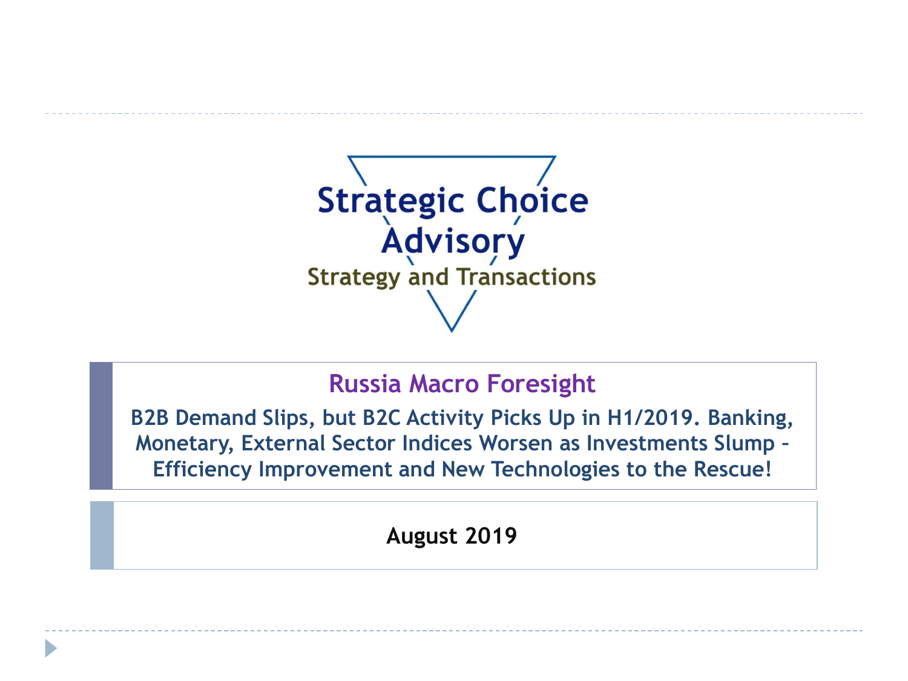Strategic Choice Advisory

Strategy and Transactions

# Russia Macro Foresight

**B2B Demand Slips, but B2C Activity Picks Up in H1/2019. Banking, Monetary, External Sector Indices Worsen as Investments Slump – Efficiency Improvement and New Technologies to the Rescue!**

**August 2019**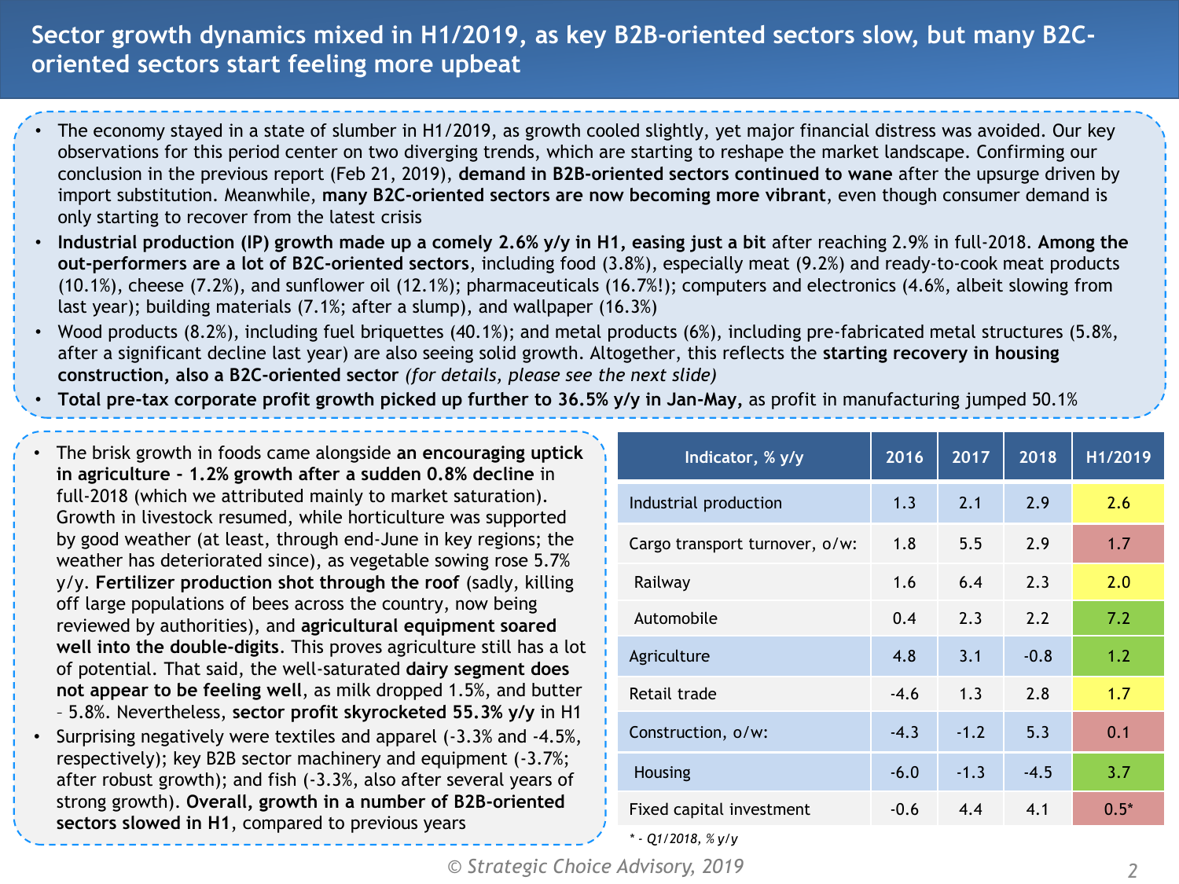# Sector growth dynamics mixed in H1/2019, as key B2B-oriented sectors slow, but many B2C-oriented sectors start feeling more upbeat

- The economy stayed in a state of slumber in H1/2019, as growth cooled slightly, yet major financial distress was avoided. Our key observations for this period center on two diverging trends, which are starting to reshape the market landscape. Confirming our conclusion in the previous report (Feb 21, 2019), **demand in B2B-oriented sectors continued to wane** after the upsurge driven by import substitution. Meanwhile, **many B2C-oriented sectors are now becoming more vibrant**, even though consumer demand is only starting to recover from the latest crisis
- **Industrial production (IP) growth made up a comely 2.6% y/y in H1, easing just a bit** after reaching 2.9% in full-2018. **Among the out-performers are a lot of B2C-oriented sectors**, including food (3.8%), especially meat (9.2%) and ready-to-cook meat products (10.1%), cheese (7.2%), and sunflower oil (12.1%); pharmaceuticals (16.7%!); computers and electronics (4.6%, albeit slowing from last year); building materials (7.1%; after a slump), and wallpaper (16.3%)
- Wood products (8.2%), including fuel briquettes (40.1%); and metal products (6%), including pre-fabricated metal structures (5.8%, after a significant decline last year) are also seeing solid growth. Altogether, this reflects the **starting recovery in housing construction, also a B2C-oriented sector** *(for details, please see the next slide)*
- **Total pre-tax corporate profit growth picked up further to 36.5% y/y in Jan-May,** as profit in manufacturing jumped 50.1%

- The brisk growth in foods came alongside **an encouraging uptick in agriculture - 1.2% growth after a sudden 0.8% decline** in full-2018 (which we attributed mainly to market saturation). Growth in livestock resumed, while horticulture was supported by good weather (at least, through end-June in key regions; the weather has deteriorated since), as vegetable sowing rose 5.7% y/y. **Fertilizer production shot through the roof** (sadly, killing off large populations of bees across the country, now being reviewed by authorities), and **agricultural equipment soared well into the double-digits**. This proves agriculture still has a lot of potential. That said, the well-saturated **dairy segment does not appear to be feeling well**, as milk dropped 1.5%, and butter – 5.8%. Nevertheless, **sector profit skyrocketed 55.3% y/y** in H1
- Surprising negatively were textiles and apparel (-3.3% and -4.5%, respectively); key B2B sector machinery and equipment (-3.7%; after robust growth); and fish (-3.3%, also after several years of strong growth). **Overall, growth in a number of B2B-oriented sectors slowed in H1**, compared to previous years

| Indicator, % y/y | 2016 | 2017 | 2018 | H1/2019 |
|---|---|---|---|---|
| Industrial production | 1.3 | 2.1 | 2.9 | 2.6 |
| Cargo transport turnover, o/w: | 1.8 | 5.5 | 2.9 | 1.7 |
| Railway | 1.6 | 6.4 | 2.3 | 2.0 |
| Automobile | 0.4 | 2.3 | 2.2 | 7.2 |
| Agriculture | 4.8 | 3.1 | -0.8 | 1.2 |
| Retail trade | -4.6 | 1.3 | 2.8 | 1.7 |
| Construction, o/w: | -4.3 | -1.2 | 5.3 | 0.1 |
| Housing | -6.0 | -1.3 | -4.5 | 3.7 |
| Fixed capital investment | -0.6 | 4.4 | 4.1 | 0.5* |

*\* - Q1/2018, % y/y*

© Strategic Choice Advisory, 2019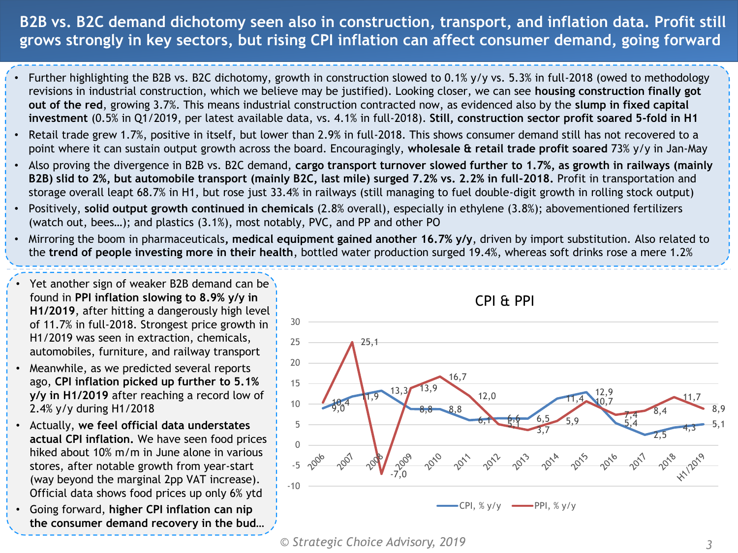# B2B vs. B2C demand dichotomy seen also in construction, transport, and inflation data. Profit still grows strongly in key sectors, but rising CPI inflation can affect consumer demand, going forward

- Further highlighting the B2B vs. B2C dichotomy, growth in construction slowed to 0.1% y/y vs. 5.3% in full-2018 (owed to methodology revisions in industrial construction, which we believe may be justified). Looking closer, we can see **housing construction finally got out of the red**, growing 3.7%. This means industrial construction contracted now, as evidenced also by the **slump in fixed capital investment** (0.5% in Q1/2019, per latest available data, vs. 4.1% in full-2018). **Still, construction sector profit soared 5-fold in H1**
- Retail trade grew 1.7%, positive in itself, but lower than 2.9% in full-2018. This shows consumer demand still has not recovered to a point where it can sustain output growth across the board. Encouragingly, **wholesale & retail trade profit soared** 73% y/y in Jan-May
- Also proving the divergence in B2B vs. B2C demand, **cargo transport turnover slowed further to 1.7%, as growth in railways (mainly B2B) slid to 2%, but automobile transport (mainly B2C, last mile) surged 7.2% vs. 2.2% in full-2018.** Profit in transportation and storage overall leapt 68.7% in H1, but rose just 33.4% in railways (still managing to fuel double-digit growth in rolling stock output)
- Positively, **solid output growth continued in chemicals** (2.8% overall), especially in ethylene (3.8%); abovementioned fertilizers (watch out, bees…); and plastics (3.1%), most notably, PVC, and PP and other PO
- Mirroring the boom in pharmaceuticals**, medical equipment gained another 16.7% y/y**, driven by import substitution. Also related to the **trend of people investing more in their health**, bottled water production surged 19.4%, whereas soft drinks rose a mere 1.2%

- Yet another sign of weaker B2B demand can be found in **PPI inflation slowing to 8.9% y/y in H1/2019**, after hitting a dangerously high level of 11.7% in full-2018. Strongest price growth in H1/2019 was seen in extraction, chemicals, automobiles, furniture, and railway transport
- Meanwhile, as we predicted several reports ago, **CPI inflation picked up further to 5.1% y/y in H1/2019** after reaching a record low of 2.4% y/y during H1/2018
- Actually, **we feel official data understates actual CPI inflation.** We have seen food prices hiked about 10% m/m in June alone in various stores, after notable growth from year-start (way beyond the marginal 2pp VAT increase). Official data shows food prices up only 6% ytd
- Going forward, **higher CPI inflation can nip the consumer demand recovery in the bud…**

**CPI & PPI**

| | CPI, % y/y | PPI, % y/y |
|---|---|---|
| 2006 | 9,0 | 10,4 |
| 2007 | 11,9 | 25,1 |
| 2008 | 13,3 | -7,0 |
| 2009 | 8,8 | 13,9 |
| 2010 | 8,8 | 16,7 |
| 2011 | 6,1 | 12,0 |
| 2012 | 6,6 | 5,1 |
| 2013 | 6,5 | 3,7 |
| 2014 | 11,4 | 5,9 |
| 2015 | 12,9 | 10,7 |
| 2016 | 5,4 | 7,4 |
| 2017 | 2,5 | 8,4 |
| 2018 | 4,3 | 11,7 |
| H1/2019 | 5,1 | 8,9 |

*© Strategic Choice Advisory, 2019*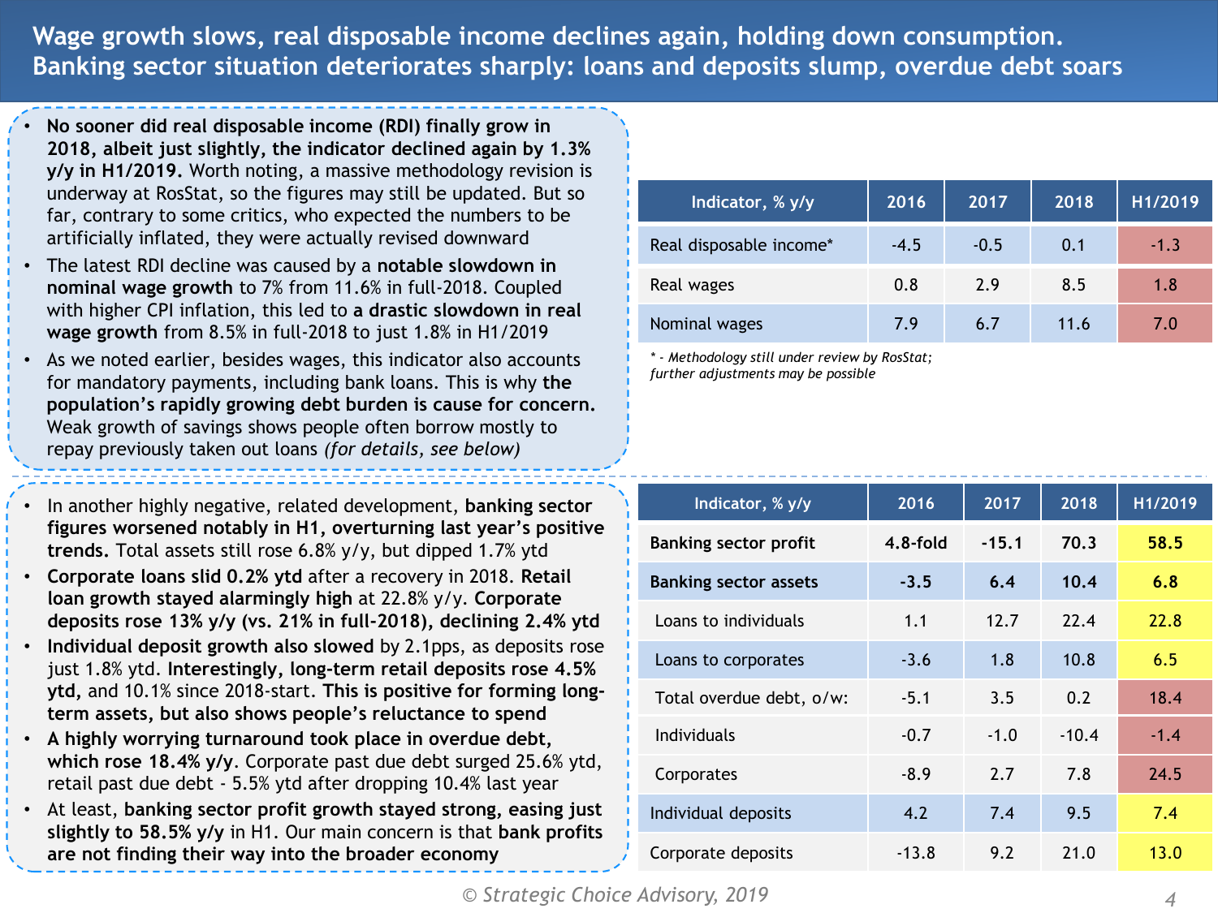# Wage growth slows, real disposable income declines again, holding down consumption. Banking sector situation deteriorates sharply: loans and deposits slump, overdue debt soars

- **No sooner did real disposable income (RDI) finally grow in 2018, albeit just slightly, the indicator declined again by 1.3% y/y in H1/2019.** Worth noting, a massive methodology revision is underway at RosStat, so the figures may still be updated. But so far, contrary to some critics, who expected the numbers to be artificially inflated, they were actually revised downward
- The latest RDI decline was caused by a **notable slowdown in nominal wage growth** to 7% from 11.6% in full-2018. Coupled with higher CPI inflation, this led to **a drastic slowdown in real wage growth** from 8.5% in full-2018 to just 1.8% in H1/2019
- As we noted earlier, besides wages, this indicator also accounts for mandatory payments, including bank loans. This is why **the population's rapidly growing debt burden is cause for concern.** Weak growth of savings shows people often borrow mostly to repay previously taken out loans *(for details, see below)*

| Indicator, % y/y | 2016 | 2017 | 2018 | H1/2019 |
|---|---|---|---|---|
| Real disposable income* | -4.5 | -0.5 | 0.1 | -1.3 |
| Real wages | 0.8 | 2.9 | 8.5 | 1.8 |
| Nominal wages | 7.9 | 6.7 | 11.6 | 7.0 |

*\* - Methodology still under review by RosStat; further adjustments may be possible*

- In another highly negative, related development, **banking sector figures worsened notably in H1, overturning last year's positive trends.** Total assets still rose 6.8% y/y, but dipped 1.7% ytd
- **Corporate loans slid 0.2% ytd** after a recovery in 2018. **Retail loan growth stayed alarmingly high** at 22.8% y/y. **Corporate deposits rose 13% y/y (vs. 21% in full-2018), declining 2.4% ytd**
- **Individual deposit growth also slowed** by 2.1pps, as deposits rose just 1.8% ytd. **Interestingly, long-term retail deposits rose 4.5% ytd,** and 10.1% since 2018-start. **This is positive for forming long-term assets, but also shows people's reluctance to spend**
- **A highly worrying turnaround took place in overdue debt, which rose 18.4% y/y.** Corporate past due debt surged 25.6% ytd, retail past due debt - 5.5% ytd after dropping 10.4% last year
- At least, **banking sector profit growth stayed strong, easing just slightly to 58.5% y/y** in H1. Our main concern is that **bank profits are not finding their way into the broader economy**

| Indicator, % y/y | 2016 | 2017 | 2018 | H1/2019 |
|---|---|---|---|---|
| **Banking sector profit** | **4.8-fold** | **-15.1** | **70.3** | **58.5** |
| **Banking sector assets** | **-3.5** | **6.4** | **10.4** | **6.8** |
| Loans to individuals | 1.1 | 12.7 | 22.4 | 22.8 |
| Loans to corporates | -3.6 | 1.8 | 10.8 | 6.5 |
| Total overdue debt, o/w: | -5.1 | 3.5 | 0.2 | 18.4 |
| Individuals | -0.7 | -1.0 | -10.4 | -1.4 |
| Corporates | -8.9 | 2.7 | 7.8 | 24.5 |
| Individual deposits | 4.2 | 7.4 | 9.5 | 7.4 |
| Corporate deposits | -13.8 | 9.2 | 21.0 | 13.0 |

© Strategic Choice Advisory, 2019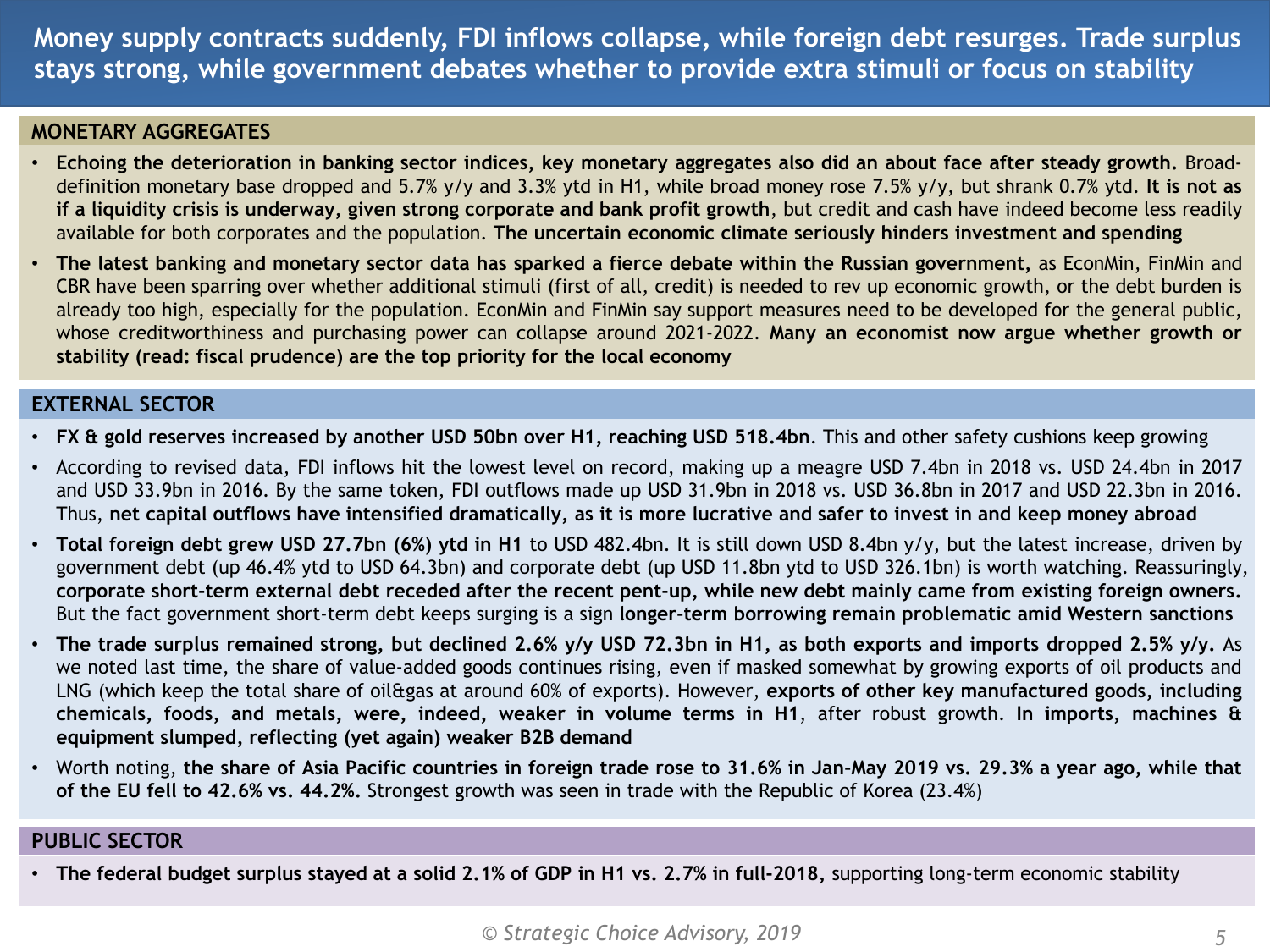# Money supply contracts suddenly, FDI inflows collapse, while foreign debt resurges. Trade surplus stays strong, while government debates whether to provide extra stimuli or focus on stability

## MONETARY AGGREGATES

- **Echoing the deterioration in banking sector indices, key monetary aggregates also did an about face after steady growth.** Broad-definition monetary base dropped and 5.7% y/y and 3.3% ytd in H1, while broad money rose 7.5% y/y, but shrank 0.7% ytd. **It is not as if a liquidity crisis is underway, given strong corporate and bank profit growth**, but credit and cash have indeed become less readily available for both corporates and the population. **The uncertain economic climate seriously hinders investment and spending**
- **The latest banking and monetary sector data has sparked a fierce debate within the Russian government,** as EconMin, FinMin and CBR have been sparring over whether additional stimuli (first of all, credit) is needed to rev up economic growth, or the debt burden is already too high, especially for the population. EconMin and FinMin say support measures need to be developed for the general public, whose creditworthiness and purchasing power can collapse around 2021-2022. **Many an economist now argue whether growth or stability (read: fiscal prudence) are the top priority for the local economy**

## EXTERNAL SECTOR

- **FX & gold reserves increased by another USD 50bn over H1, reaching USD 518.4bn**. This and other safety cushions keep growing
- According to revised data, FDI inflows hit the lowest level on record, making up a meagre USD 7.4bn in 2018 vs. USD 24.4bn in 2017 and USD 33.9bn in 2016. By the same token, FDI outflows made up USD 31.9bn in 2018 vs. USD 36.8bn in 2017 and USD 22.3bn in 2016. Thus, **net capital outflows have intensified dramatically, as it is more lucrative and safer to invest in and keep money abroad**
- **Total foreign debt grew USD 27.7bn (6%) ytd in H1** to USD 482.4bn. It is still down USD 8.4bn y/y, but the latest increase, driven by government debt (up 46.4% ytd to USD 64.3bn) and corporate debt (up USD 11.8bn ytd to USD 326.1bn) is worth watching. Reassuringly, **corporate short-term external debt receded after the recent pent-up, while new debt mainly came from existing foreign owners.** But the fact government short-term debt keeps surging is a sign **longer-term borrowing remain problematic amid Western sanctions**
- **The trade surplus remained strong, but declined 2.6% y/y USD 72.3bn in H1, as both exports and imports dropped 2.5% y/y.** As we noted last time, the share of value-added goods continues rising, even if masked somewhat by growing exports of oil products and LNG (which keep the total share of oil&gas at around 60% of exports). However, **exports of other key manufactured goods, including chemicals, foods, and metals, were, indeed, weaker in volume terms in H1**, after robust growth. **In imports, machines & equipment slumped, reflecting (yet again) weaker B2B demand**
- Worth noting, **the share of Asia Pacific countries in foreign trade rose to 31.6% in Jan-May 2019 vs. 29.3% a year ago, while that of the EU fell to 42.6% vs. 44.2%.** Strongest growth was seen in trade with the Republic of Korea (23.4%)

## PUBLIC SECTOR

- **The federal budget surplus stayed at a solid 2.1% of GDP in H1 vs. 2.7% in full-2018,** supporting long-term economic stability

*© Strategic Choice Advisory, 2019*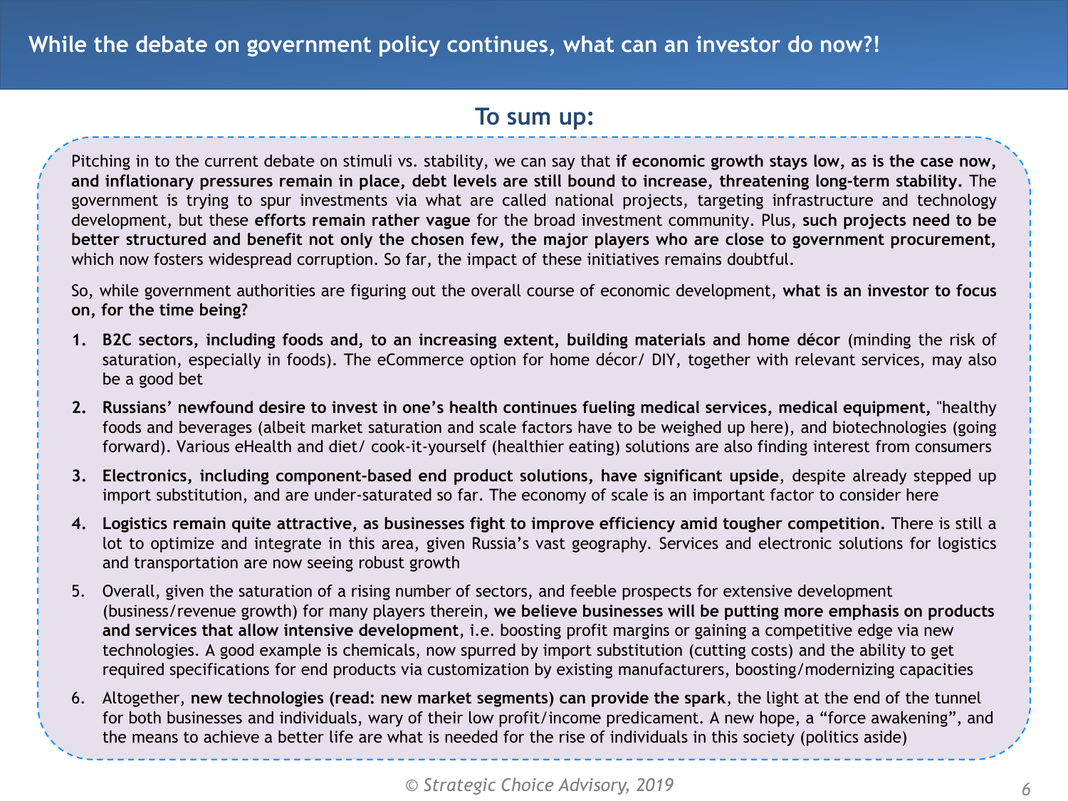## While the debate on government policy continues, what can an investor do now?!

### To sum up:

Pitching in to the current debate on stimuli vs. stability, we can say that **if economic growth stays low, as is the case now, and inflationary pressures remain in place, debt levels are still bound to increase, threatening long-term stability.** The government is trying to spur investments via what are called national projects, targeting infrastructure and technology development, but these **efforts remain rather vague** for the broad investment community. Plus, **such projects need to be better structured and benefit not only the chosen few, the major players who are close to government procurement,** which now fosters widespread corruption. So far, the impact of these initiatives remains doubtful.

So, while government authorities are figuring out the overall course of economic development, **what is an investor to focus on, for the time being?**

1. **B2C sectors, including foods and, to an increasing extent, building materials and home décor** (minding the risk of saturation, especially in foods). The eCommerce option for home décor/ DIY, together with relevant services, may also be a good bet
2. **Russians' newfound desire to invest in one's health continues fueling medical services, medical equipment,** "healthy foods and beverages (albeit market saturation and scale factors have to be weighed up here), and biotechnologies (going forward). Various eHealth and diet/ cook-it-yourself (healthier eating) solutions are also finding interest from consumers
3. **Electronics, including component-based end product solutions, have significant upside**, despite already stepped up import substitution, and are under-saturated so far. The economy of scale is an important factor to consider here
4. **Logistics remain quite attractive, as businesses fight to improve efficiency amid tougher competition.** There is still a lot to optimize and integrate in this area, given Russia's vast geography. Services and electronic solutions for logistics and transportation are now seeing robust growth
5. Overall, given the saturation of a rising number of sectors, and feeble prospects for extensive development (business/revenue growth) for many players therein, **we believe businesses will be putting more emphasis on products and services that allow intensive development**, i.e. boosting profit margins or gaining a competitive edge via new technologies. A good example is chemicals, now spurred by import substitution (cutting costs) and the ability to get required specifications for end products via customization by existing manufacturers, boosting/modernizing capacities
6. Altogether, **new technologies (read: new market segments) can provide the spark**, the light at the end of the tunnel for both businesses and individuals, wary of their low profit/income predicament. A new hope, a "force awakening", and the means to achieve a better life are what is needed for the rise of individuals in this society (politics aside)

*© Strategic Choice Advisory, 2019*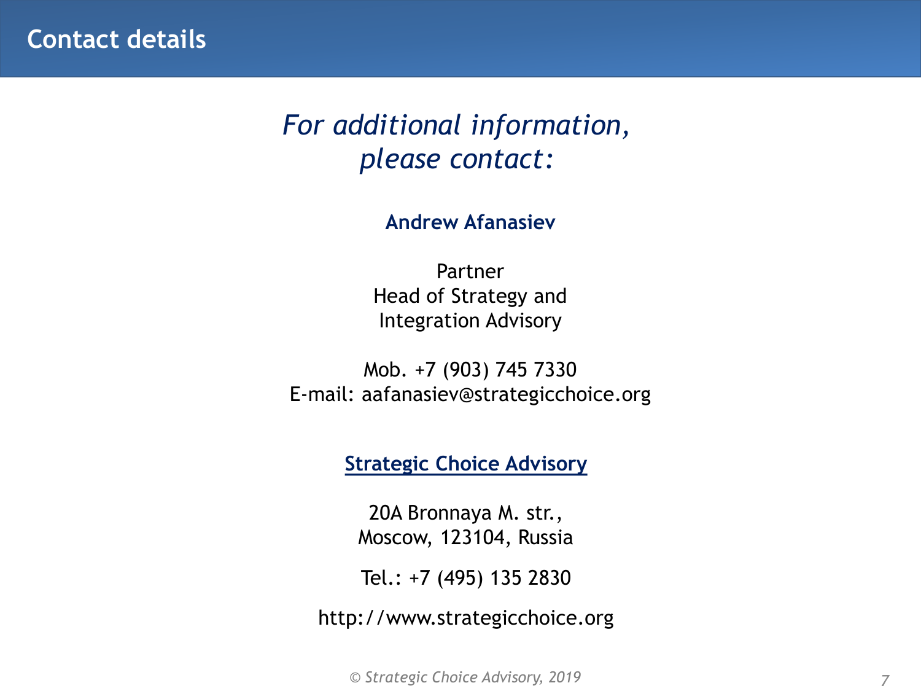# Contact details

*For additional information, please contact:*

**Andrew Afanasiev**

Partner
Head of Strategy and
Integration Advisory

Mob. +7 (903) 745 7330
E-mail: aafanasiev@strategicchoice.org

**Strategic Choice Advisory**

20A Bronnaya M. str.,
Moscow, 123104, Russia

Tel.: +7 (495) 135 2830

http://www.strategicchoice.org

*© Strategic Choice Advisory, 2019*